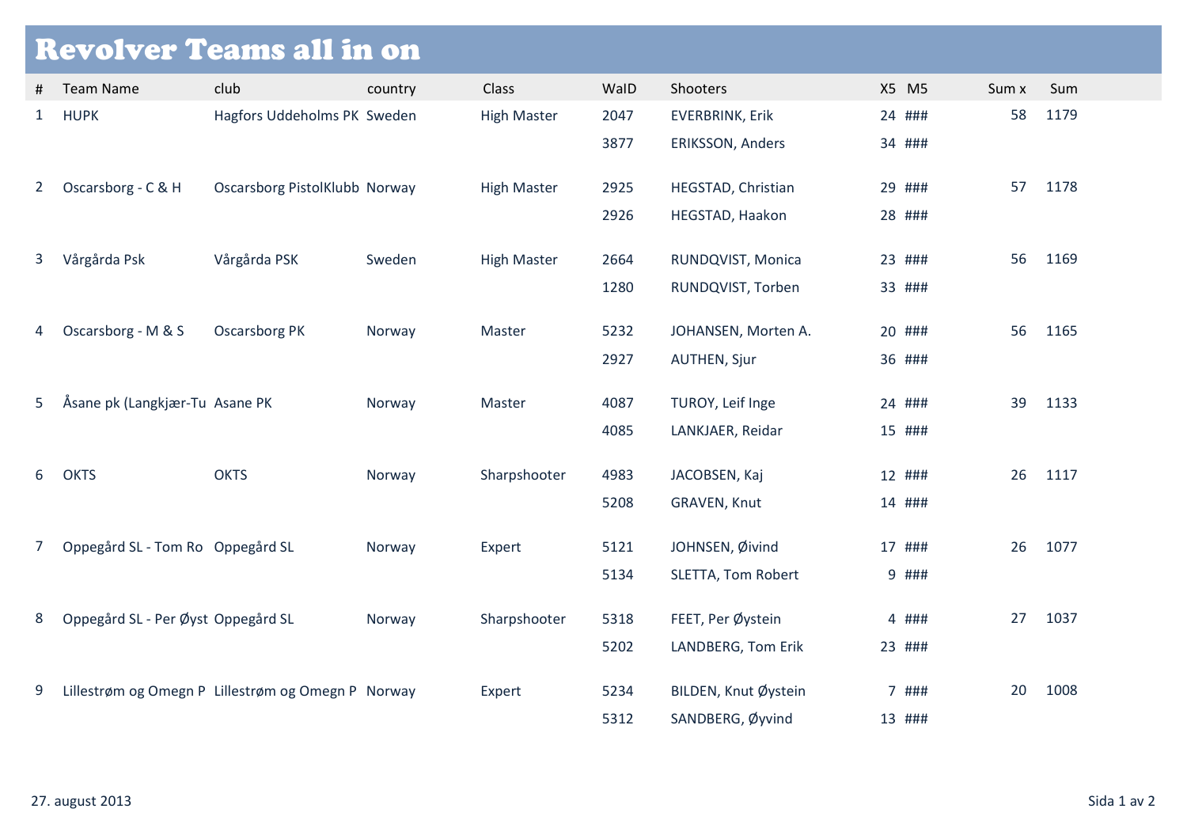# Revolver Teams all in on

| # | Team Name | club | country | Class | WaID | Shooters | X5 | M5 | Sum x | Sum |
|---|---|---|---|---|---|---|---|---|---|---|
| 1 | HUPK | Hagfors Uddeholms PK | Sweden | High Master | 2047 | EVERBRINK, Erik | 24 | ### | 58 | 1179 |
| | | | | | 3877 | ERIKSSON, Anders | 34 | ### | | |
| 2 | Oscarsborg - C & H | Oscarsborg PistolKlubb | Norway | High Master | 2925 | HEGSTAD, Christian | 29 | ### | 57 | 1178 |
| | | | | | 2926 | HEGSTAD, Haakon | 28 | ### | | |
| 3 | Vårgårda Psk | Vårgårda PSK | Sweden | High Master | 2664 | RUNDQVIST, Monica | 23 | ### | 56 | 1169 |
| | | | | | 1280 | RUNDQVIST, Torben | 33 | ### | | |
| 4 | Oscarsborg - M & S | Oscarsborg PK | Norway | Master | 5232 | JOHANSEN, Morten A. | 20 | ### | 56 | 1165 |
| | | | | | 2927 | AUTHEN, Sjur | 36 | ### | | |
| 5 | Åsane pk (Langkjær-Tu | Asane PK | Norway | Master | 4087 | TUROY, Leif Inge | 24 | ### | 39 | 1133 |
| | | | | | 4085 | LANKJAER, Reidar | 15 | ### | | |
| 6 | OKTS | OKTS | Norway | Sharpshooter | 4983 | JACOBSEN, Kaj | 12 | ### | 26 | 1117 |
| | | | | | 5208 | GRAVEN, Knut | 14 | ### | | |
| 7 | Oppegård SL - Tom Ro | Oppegård SL | Norway | Expert | 5121 | JOHNSEN, Øivind | 17 | ### | 26 | 1077 |
| | | | | | 5134 | SLETTA, Tom Robert | 9 | ### | | |
| 8 | Oppegård SL - Per Øyst | Oppegård SL | Norway | Sharpshooter | 5318 | FEET, Per Øystein | 4 | ### | 27 | 1037 |
| | | | | | 5202 | LANDBERG, Tom Erik | 23 | ### | | |
| 9 | Lillestrøm og Omegn P | Lillestrøm og Omegn P | Norway | Expert | 5234 | BILDEN, Knut Øystein | 7 | ### | 20 | 1008 |
| | | | | | 5312 | SANDBERG, Øyvind | 13 | ### | | |

27. august 2013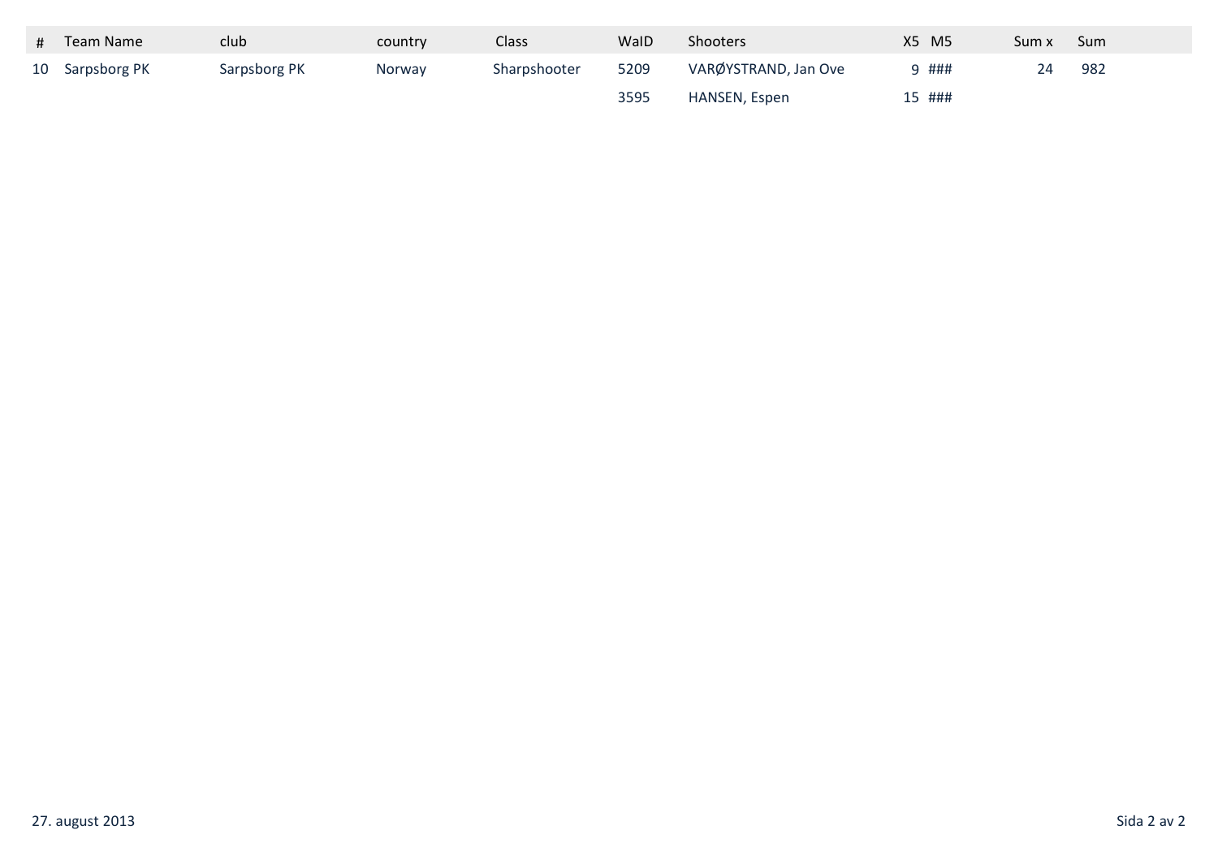| # | Team Name | club | country | Class | WaID | Shooters | X5 | M5 | Sum x | Sum |
|---|---|---|---|---|---|---|---|---|---|---|
| 10 | Sarpsborg PK | Sarpsborg PK | Norway | Sharpshooter | 5209 | VARØYSTRAND, Jan Ove | 9 | ### | 24 | 982 |
| | | | | | 3595 | HANSEN, Espen | 15 | ### | | |

27. august 2013